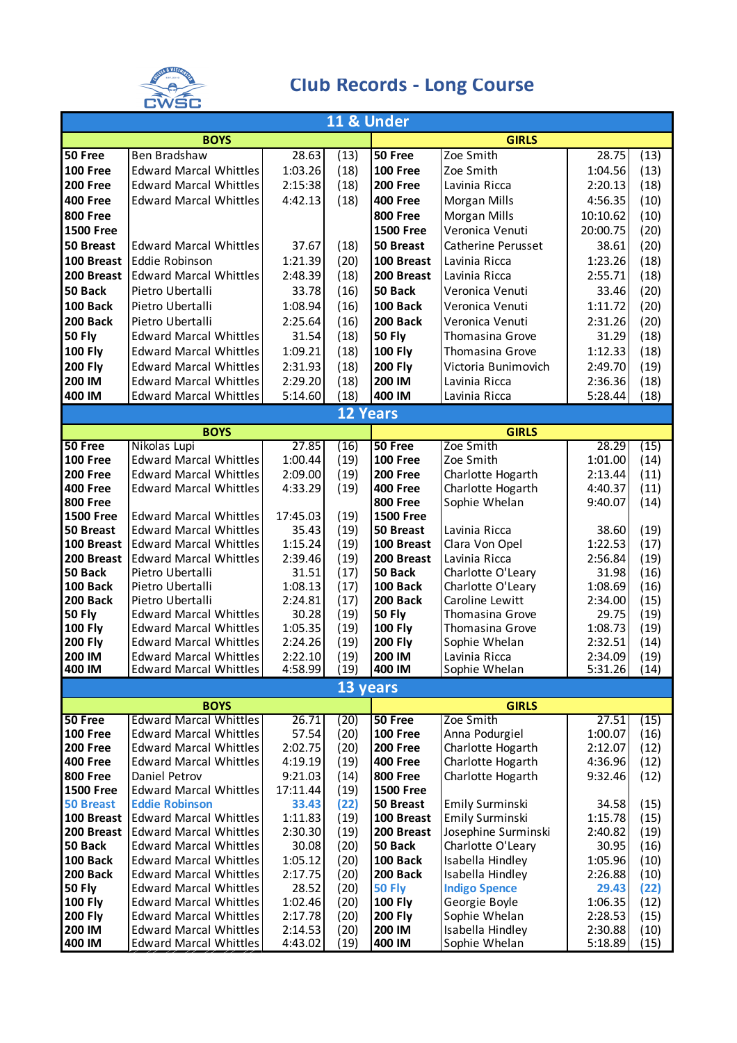# Club Records - Long Course

CWSC

## 11 & Under

| BOYS | | | | GIRLS | | | |
|---|---|---|---|---|---|---|---|
| 50 Free | Ben Bradshaw | 28.63 | (13) | 50 Free | Zoe Smith | 28.75 | (13) |
| 100 Free | Edward Marcal Whittles | 1:03.26 | (18) | 100 Free | Zoe Smith | 1:04.56 | (13) |
| 200 Free | Edward Marcal Whittles | 2:15:38 | (18) | 200 Free | Lavinia Ricca | 2:20.13 | (18) |
| 400 Free | Edward Marcal Whittles | 4:42.13 | (18) | 400 Free | Morgan Mills | 4:56.35 | (10) |
| 800 Free | | | | 800 Free | Morgan Mills | 10:10.62 | (10) |
| 1500 Free | | | | 1500 Free | Veronica Venuti | 20:00.75 | (20) |
| 50 Breast | Edward Marcal Whittles | 37.67 | (18) | 50 Breast | Catherine Perusset | 38.61 | (20) |
| 100 Breast | Eddie Robinson | 1:21.39 | (20) | 100 Breast | Lavinia Ricca | 1:23.26 | (18) |
| 200 Breast | Edward Marcal Whittles | 2:48.39 | (18) | 200 Breast | Lavinia Ricca | 2:55.71 | (18) |
| 50 Back | Pietro Ubertalli | 33.78 | (16) | 50 Back | Veronica Venuti | 33.46 | (20) |
| 100 Back | Pietro Ubertalli | 1:08.94 | (16) | 100 Back | Veronica Venuti | 1:11.72 | (20) |
| 200 Back | Pietro Ubertalli | 2:25.64 | (16) | 200 Back | Veronica Venuti | 2:31.26 | (20) |
| 50 Fly | Edward Marcal Whittles | 31.54 | (18) | 50 Fly | Thomasina Grove | 31.29 | (18) |
| 100 Fly | Edward Marcal Whittles | 1:09.21 | (18) | 100 Fly | Thomasina Grove | 1:12.33 | (18) |
| 200 Fly | Edward Marcal Whittles | 2:31.93 | (18) | 200 Fly | Victoria Bunimovich | 2:49.70 | (19) |
| 200 IM | Edward Marcal Whittles | 2:29.20 | (18) | 200 IM | Lavinia Ricca | 2:36.36 | (18) |
| 400 IM | Edward Marcal Whittles | 5:14.60 | (18) | 400 IM | Lavinia Ricca | 5:28.44 | (18) |

## 12 Years

| BOYS | | | | GIRLS | | | |
|---|---|---|---|---|---|---|---|
| 50 Free | Nikolas Lupi | 27.85 | (16) | 50 Free | Zoe Smith | 28.29 | (15) |
| 100 Free | Edward Marcal Whittles | 1:00.44 | (19) | 100 Free | Zoe Smith | 1:01.00 | (14) |
| 200 Free | Edward Marcal Whittles | 2:09.00 | (19) | 200 Free | Charlotte Hogarth | 2:13.44 | (11) |
| 400 Free | Edward Marcal Whittles | 4:33.29 | (19) | 400 Free | Charlotte Hogarth | 4:40.37 | (11) |
| 800 Free | | | | 800 Free | Sophie Whelan | 9:40.07 | (14) |
| 1500 Free | Edward Marcal Whittles | 17:45.03 | (19) | 1500 Free | | | |
| 50 Breast | Edward Marcal Whittles | 35.43 | (19) | 50 Breast | Lavinia Ricca | 38.60 | (19) |
| 100 Breast | Edward Marcal Whittles | 1:15.24 | (19) | 100 Breast | Clara Von Opel | 1:22.53 | (17) |
| 200 Breast | Edward Marcal Whittles | 2:39.46 | (19) | 200 Breast | Lavinia Ricca | 2:56.84 | (19) |
| 50 Back | Pietro Ubertalli | 31.51 | (17) | 50 Back | Charlotte O'Leary | 31.98 | (16) |
| 100 Back | Pietro Ubertalli | 1:08.13 | (17) | 100 Back | Charlotte O'Leary | 1:08.69 | (16) |
| 200 Back | Pietro Ubertalli | 2:24.81 | (17) | 200 Back | Caroline Lewitt | 2:34.00 | (15) |
| 50 Fly | Edward Marcal Whittles | 30.28 | (19) | 50 Fly | Thomasina Grove | 29.75 | (19) |
| 100 Fly | Edward Marcal Whittles | 1:05.35 | (19) | 100 Fly | Thomasina Grove | 1:08.73 | (19) |
| 200 Fly | Edward Marcal Whittles | 2:24.26 | (19) | 200 Fly | Sophie Whelan | 2:32.51 | (14) |
| 200 IM | Edward Marcal Whittles | 2:22.10 | (19) | 200 IM | Lavinia Ricca | 2:34.09 | (19) |
| 400 IM | Edward Marcal Whittles | 4:58.99 | (19) | 400 IM | Sophie Whelan | 5:31.26 | (14) |

## 13 years

| BOYS | | | | GIRLS | | | |
|---|---|---|---|---|---|---|---|
| 50 Free | Edward Marcal Whittles | 26.71 | (20) | 50 Free | Zoe Smith | 27.51 | (15) |
| 100 Free | Edward Marcal Whittles | 57.54 | (20) | 100 Free | Anna Podurgiel | 1:00.07 | (16) |
| 200 Free | Edward Marcal Whittles | 2:02.75 | (20) | 200 Free | Charlotte Hogarth | 2:12.07 | (12) |
| 400 Free | Edward Marcal Whittles | 4:19.19 | (19) | 400 Free | Charlotte Hogarth | 4:36.96 | (12) |
| 800 Free | Daniel Petrov | 9:21.03 | (14) | 800 Free | Charlotte Hogarth | 9:32.46 | (12) |
| 1500 Free | Edward Marcal Whittles | 17:11.44 | (19) | 1500 Free | | | |
| 50 Breast | Eddie Robinson | 33.43 | (22) | 50 Breast | Emily Surminski | 34.58 | (15) |
| 100 Breast | Edward Marcal Whittles | 1:11.83 | (19) | 100 Breast | Emily Surminski | 1:15.78 | (15) |
| 200 Breast | Edward Marcal Whittles | 2:30.30 | (19) | 200 Breast | Josephine Surminski | 2:40.82 | (19) |
| 50 Back | Edward Marcal Whittles | 30.08 | (20) | 50 Back | Charlotte O'Leary | 30.95 | (16) |
| 100 Back | Edward Marcal Whittles | 1:05.12 | (20) | 100 Back | Isabella Hindley | 1:05.96 | (10) |
| 200 Back | Edward Marcal Whittles | 2:17.75 | (20) | 200 Back | Isabella Hindley | 2:26.88 | (10) |
| 50 Fly | Edward Marcal Whittles | 28.52 | (20) | 50 Fly | Indigo Spence | 29.43 | (22) |
| 100 Fly | Edward Marcal Whittles | 1:02.46 | (20) | 100 Fly | Georgie Boyle | 1:06.35 | (12) |
| 200 Fly | Edward Marcal Whittles | 2:17.78 | (20) | 200 Fly | Sophie Whelan | 2:28.53 | (15) |
| 200 IM | Edward Marcal Whittles | 2:14.53 | (20) | 200 IM | Isabella Hindley | 2:30.88 | (10) |
| 400 IM | Edward Marcal Whittles | 4:43.02 | (19) | 400 IM | Sophie Whelan | 5:18.89 | (15) |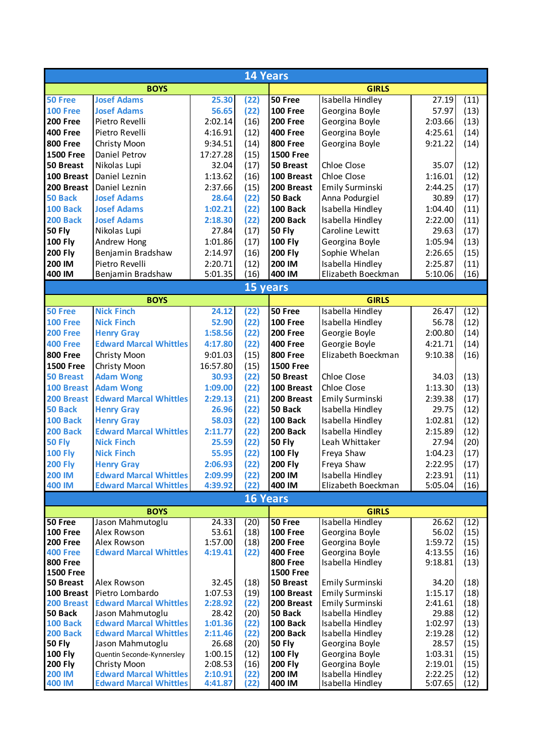## 14 Years

| BOYS | | | | GIRLS | | | |
|---|---|---|---|---|---|---|---|
| 50 Free | Josef Adams | 25.30 | (22) | 50 Free | Isabella Hindley | 27.19 | (11) |
| 100 Free | Josef Adams | 56.65 | (22) | 100 Free | Georgina Boyle | 57.97 | (13) |
| 200 Free | Pietro Revelli | 2:02.14 | (16) | 200 Free | Georgina Boyle | 2:03.66 | (13) |
| 400 Free | Pietro Revelli | 4:16.91 | (12) | 400 Free | Georgina Boyle | 4:25.61 | (14) |
| 800 Free | Christy Moon | 9:34.51 | (14) | 800 Free | Georgina Boyle | 9:21.22 | (14) |
| 1500 Free | Daniel Petrov | 17:27.28 | (15) | 1500 Free | | | |
| 50 Breast | Nikolas Lupi | 32.04 | (17) | 50 Breast | Chloe Close | 35.07 | (12) |
| 100 Breast | Daniel Leznin | 1:13.62 | (16) | 100 Breast | Chloe Close | 1:16.01 | (12) |
| 200 Breast | Daniel Leznin | 2:37.66 | (15) | 200 Breast | Emily Surminski | 2:44.25 | (17) |
| 50 Back | Josef Adams | 28.64 | (22) | 50 Back | Anna Podurgiel | 30.89 | (17) |
| 100 Back | Josef Adams | 1:02.21 | (22) | 100 Back | Isabella Hindley | 1:04.40 | (11) |
| 200 Back | Josef Adams | 2:18.30 | (22) | 200 Back | Isabella Hindley | 2:22.00 | (11) |
| 50 Fly | Nikolas Lupi | 27.84 | (17) | 50 Fly | Caroline Lewitt | 29.63 | (17) |
| 100 Fly | Andrew Hong | 1:01.86 | (17) | 100 Fly | Georgina Boyle | 1:05.94 | (13) |
| 200 Fly | Benjamin Bradshaw | 2:14.97 | (16) | 200 Fly | Sophie Whelan | 2:26.65 | (15) |
| 200 IM | Pietro Revelli | 2:20.71 | (12) | 200 IM | Isabella Hindley | 2:25.87 | (11) |
| 400 IM | Benjamin Bradshaw | 5:01.35 | (16) | 400 IM | Elizabeth Boeckman | 5:10.06 | (16) |

## 15 years

| BOYS | | | | GIRLS | | | |
|---|---|---|---|---|---|---|---|
| 50 Free | Nick Finch | 24.12 | (22) | 50 Free | Isabella Hindley | 26.47 | (12) |
| 100 Free | Nick Finch | 52.90 | (22) | 100 Free | Isabella Hindley | 56.78 | (12) |
| 200 Free | Henry Gray | 1:58.56 | (22) | 200 Free | Georgie Boyle | 2:00.80 | (14) |
| 400 Free | Edward Marcal Whittles | 4:17.80 | (22) | 400 Free | Georgie Boyle | 4:21.71 | (14) |
| 800 Free | Christy Moon | 9:01.03 | (15) | 800 Free | Elizabeth Boeckman | 9:10.38 | (16) |
| 1500 Free | Christy Moon | 16:57.80 | (15) | 1500 Free | | | |
| 50 Breast | Adam Wong | 30.93 | (22) | 50 Breast | Chloe Close | 34.03 | (13) |
| 100 Breast | Adam Wong | 1:09.00 | (22) | 100 Breast | Chloe Close | 1:13.30 | (13) |
| 200 Breast | Edward Marcal Whittles | 2:29.13 | (21) | 200 Breast | Emily Surminski | 2:39.38 | (17) |
| 50 Back | Henry Gray | 26.96 | (22) | 50 Back | Isabella Hindley | 29.75 | (12) |
| 100 Back | Henry Gray | 58.03 | (22) | 100 Back | Isabella Hindley | 1:02.81 | (12) |
| 200 Back | Edward Marcal Whittles | 2:11.77 | (22) | 200 Back | Isabella Hindley | 2:15.89 | (12) |
| 50 Fly | Nick Finch | 25.59 | (22) | 50 Fly | Leah Whittaker | 27.94 | (20) |
| 100 Fly | Nick Finch | 55.95 | (22) | 100 Fly | Freya Shaw | 1:04.23 | (17) |
| 200 Fly | Henry Gray | 2:06.93 | (22) | 200 Fly | Freya Shaw | 2:22.95 | (17) |
| 200 IM | Edward Marcal Whittles | 2:09.99 | (22) | 200 IM | Isabella Hindley | 2:23.91 | (11) |
| 400 IM | Edward Marcal Whittles | 4:39.92 | (22) | 400 IM | Elizabeth Boeckman | 5:05.04 | (16) |

## 16 Years

| BOYS | | | | GIRLS | | | |
|---|---|---|---|---|---|---|---|
| 50 Free | Jason Mahmutoglu | 24.33 | (20) | 50 Free | Isabella Hindley | 26.62 | (12) |
| 100 Free | Alex Rowson | 53.61 | (18) | 100 Free | Georgina Boyle | 56.02 | (15) |
| 200 Free | Alex Rowson | 1:57.00 | (18) | 200 Free | Georgina Boyle | 1:59.72 | (15) |
| 400 Free | Edward Marcal Whittles | 4:19.41 | (22) | 400 Free | Georgina Boyle | 4:13.55 | (16) |
| 800 Free | | | | 800 Free | Isabella Hindley | 9:18.81 | (13) |
| 1500 Free | | | | 1500 Free | | | |
| 50 Breast | Alex Rowson | 32.45 | (18) | 50 Breast | Emily Surminski | 34.20 | (18) |
| 100 Breast | Pietro Lombardo | 1:07.53 | (19) | 100 Breast | Emily Surminski | 1:15.17 | (18) |
| 200 Breast | Edward Marcal Whittles | 2:28.92 | (22) | 200 Breast | Emily Surminski | 2:41.61 | (18) |
| 50 Back | Jason Mahmutoglu | 28.42 | (20) | 50 Back | Isabella Hindley | 29.88 | (12) |
| 100 Back | Edward Marcal Whittles | 1:01.36 | (22) | 100 Back | Isabella Hindley | 1:02.97 | (13) |
| 200 Back | Edward Marcal Whittles | 2:11.46 | (22) | 200 Back | Isabella Hindley | 2:19.28 | (12) |
| 50 Fly | Jason Mahmutoglu | 26.68 | (20) | 50 Fly | Georgina Boyle | 28.57 | (15) |
| 100 Fly | Quentin Seconde-Kynnersley | 1:00.15 | (12) | 100 Fly | Georgina Boyle | 1:03.31 | (15) |
| 200 Fly | Christy Moon | 2:08.53 | (16) | 200 Fly | Georgina Boyle | 2:19.01 | (15) |
| 200 IM | Edward Marcal Whittles | 2:10.91 | (22) | 200 IM | Isabella Hindley | 2:22.25 | (12) |
| 400 IM | Edward Marcal Whittles | 4:41.87 | (22) | 400 IM | Isabella Hindley | 5:07.65 | (12) |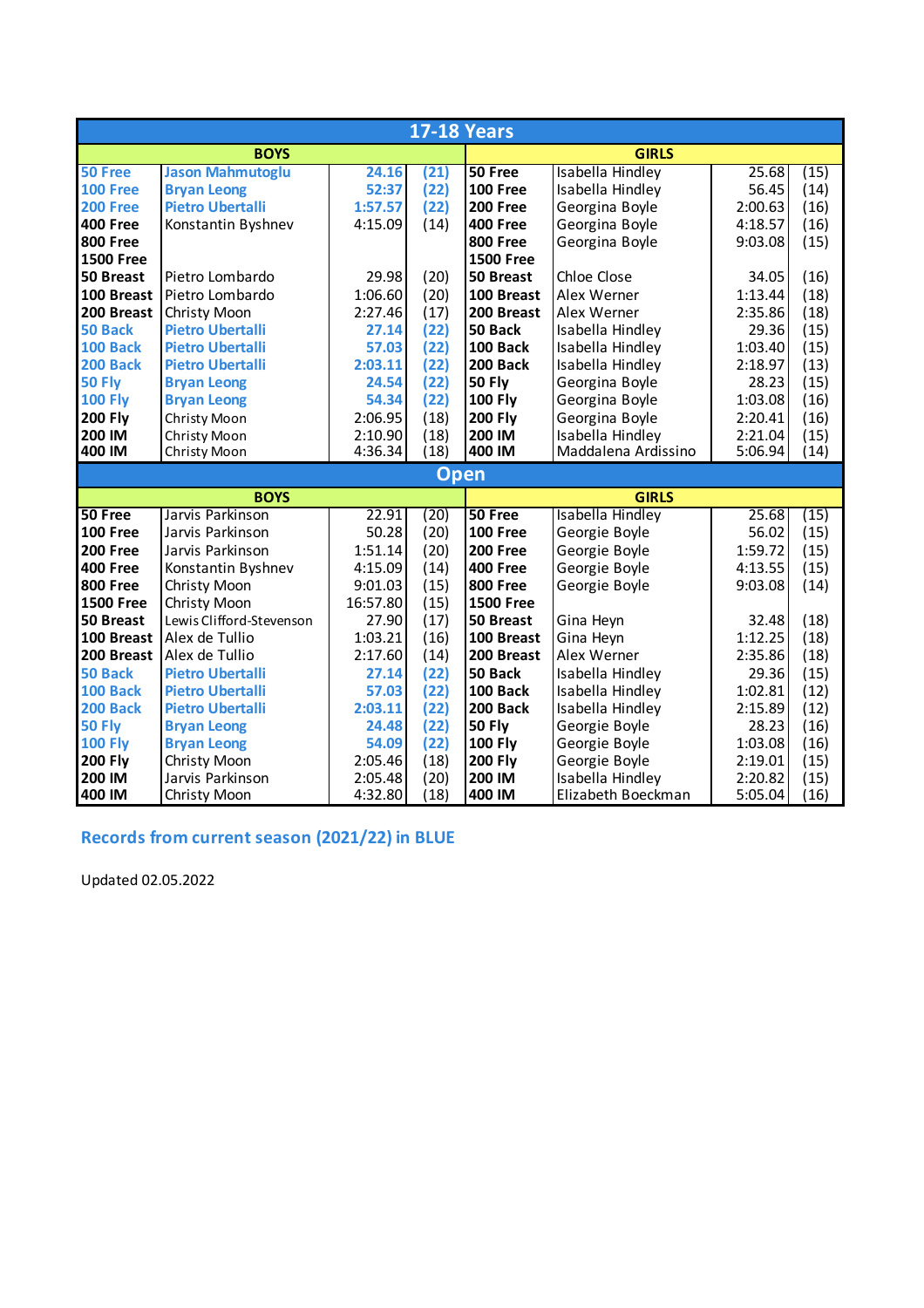## 17-18 Years

| BOYS | | | | GIRLS | | | |
|---|---|---|---|---|---|---|---|
| 50 Free | Jason Mahmutoglu | 24.16 | (21) | 50 Free | Isabella Hindley | 25.68 | (15) |
| 100 Free | Bryan Leong | 52:37 | (22) | 100 Free | Isabella Hindley | 56.45 | (14) |
| 200 Free | Pietro Ubertalli | 1:57.57 | (22) | 200 Free | Georgina Boyle | 2:00.63 | (16) |
| 400 Free | Konstantin Byshnev | 4:15.09 | (14) | 400 Free | Georgina Boyle | 4:18.57 | (16) |
| 800 Free | | | | 800 Free | Georgina Boyle | 9:03.08 | (15) |
| 1500 Free | | | | 1500 Free | | | |
| 50 Breast | Pietro Lombardo | 29.98 | (20) | 50 Breast | Chloe Close | 34.05 | (16) |
| 100 Breast | Pietro Lombardo | 1:06.60 | (20) | 100 Breast | Alex Werner | 1:13.44 | (18) |
| 200 Breast | Christy Moon | 2:27.46 | (17) | 200 Breast | Alex Werner | 2:35.86 | (18) |
| 50 Back | Pietro Ubertalli | 27.14 | (22) | 50 Back | Isabella Hindley | 29.36 | (15) |
| 100 Back | Pietro Ubertalli | 57.03 | (22) | 100 Back | Isabella Hindley | 1:03.40 | (15) |
| 200 Back | Pietro Ubertalli | 2:03.11 | (22) | 200 Back | Isabella Hindley | 2:18.97 | (13) |
| 50 Fly | Bryan Leong | 24.54 | (22) | 50 Fly | Georgina Boyle | 28.23 | (15) |
| 100 Fly | Bryan Leong | 54.34 | (22) | 100 Fly | Georgina Boyle | 1:03.08 | (16) |
| 200 Fly | Christy Moon | 2:06.95 | (18) | 200 Fly | Georgina Boyle | 2:20.41 | (16) |
| 200 IM | Christy Moon | 2:10.90 | (18) | 200 IM | Isabella Hindley | 2:21.04 | (15) |
| 400 IM | Christy Moon | 4:36.34 | (18) | 400 IM | Maddalena Ardissino | 5:06.94 | (14) |

## Open

| BOYS | | | | GIRLS | | | |
|---|---|---|---|---|---|---|---|
| 50 Free | Jarvis Parkinson | 22.91 | (20) | 50 Free | Isabella Hindley | 25.68 | (15) |
| 100 Free | Jarvis Parkinson | 50.28 | (20) | 100 Free | Georgie Boyle | 56.02 | (15) |
| 200 Free | Jarvis Parkinson | 1:51.14 | (20) | 200 Free | Georgie Boyle | 1:59.72 | (15) |
| 400 Free | Konstantin Byshnev | 4:15.09 | (14) | 400 Free | Georgie Boyle | 4:13.55 | (15) |
| 800 Free | Christy Moon | 9:01.03 | (15) | 800 Free | Georgie Boyle | 9:03.08 | (14) |
| 1500 Free | Christy Moon | 16:57.80 | (15) | 1500 Free | | | |
| 50 Breast | Lewis Clifford-Stevenson | 27.90 | (17) | 50 Breast | Gina Heyn | 32.48 | (18) |
| 100 Breast | Alex de Tullio | 1:03.21 | (16) | 100 Breast | Gina Heyn | 1:12.25 | (18) |
| 200 Breast | Alex de Tullio | 2:17.60 | (14) | 200 Breast | Alex Werner | 2:35.86 | (18) |
| 50 Back | Pietro Ubertalli | 27.14 | (22) | 50 Back | Isabella Hindley | 29.36 | (15) |
| 100 Back | Pietro Ubertalli | 57.03 | (22) | 100 Back | Isabella Hindley | 1:02.81 | (12) |
| 200 Back | Pietro Ubertalli | 2:03.11 | (22) | 200 Back | Isabella Hindley | 2:15.89 | (12) |
| 50 Fly | Bryan Leong | 24.48 | (22) | 50 Fly | Georgie Boyle | 28.23 | (16) |
| 100 Fly | Bryan Leong | 54.09 | (22) | 100 Fly | Georgie Boyle | 1:03.08 | (16) |
| 200 Fly | Christy Moon | 2:05.46 | (18) | 200 Fly | Georgie Boyle | 2:19.01 | (15) |
| 200 IM | Jarvis Parkinson | 2:05.48 | (20) | 200 IM | Isabella Hindley | 2:20.82 | (15) |
| 400 IM | Christy Moon | 4:32.80 | (18) | 400 IM | Elizabeth Boeckman | 5:05.04 | (16) |

**Records from current season (2021/22) in BLUE**

Updated 02.05.2022